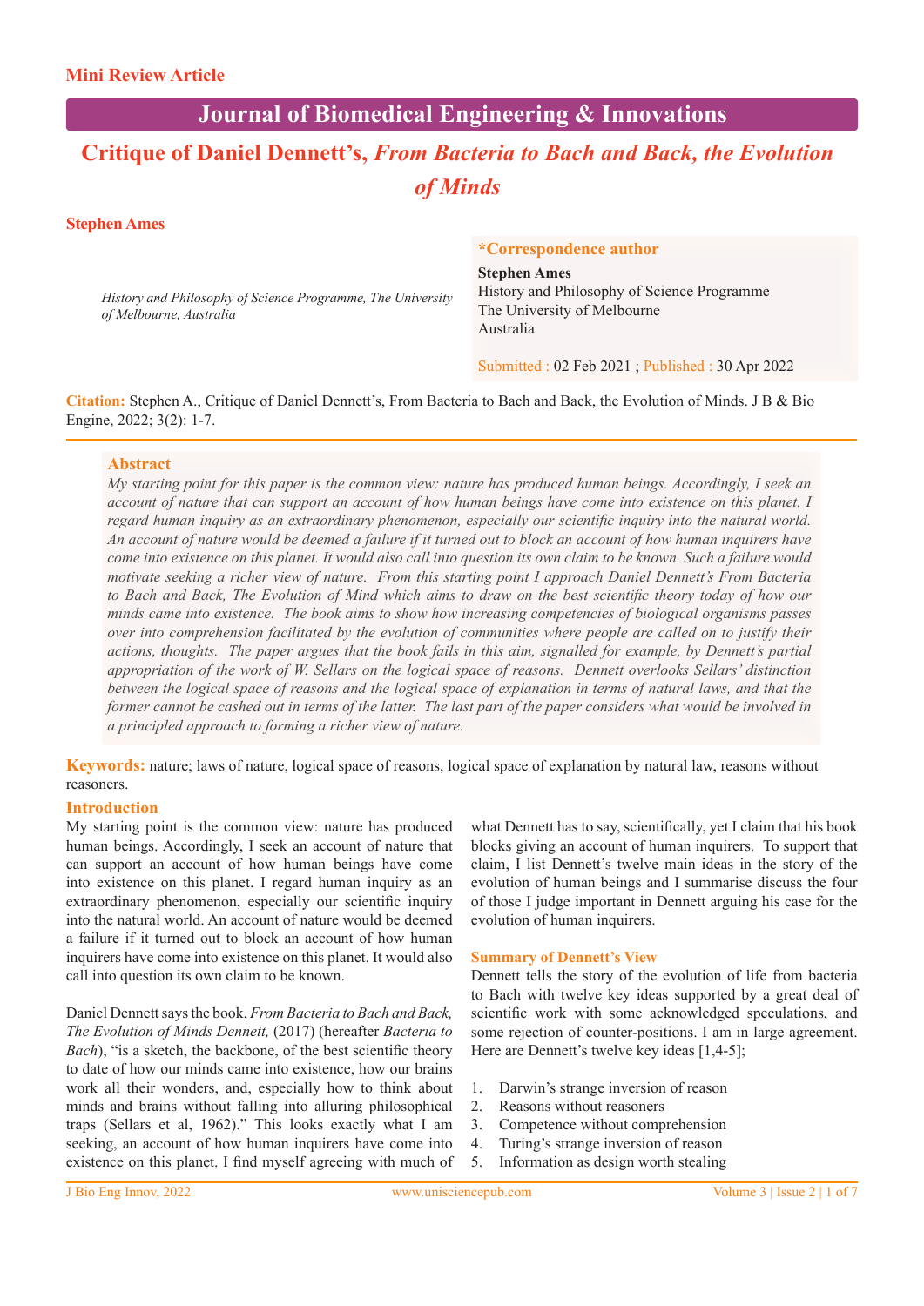Mini Review Article

Journal of Biomedical Engineering & Innovations

# Critique of Daniel Dennett's, *From Bacteria to Bach and Back, the Evolution of Minds*

**Stephen Ames**

*History and Philosophy of Science Programme, The University of Melbourne, Australia*

**\*Correspondence author**
**Stephen Ames**
History and Philosophy of Science Programme
The University of Melbourne
Australia

Submitted : 02 Feb 2021 ; Published : 30 Apr 2022

**Citation:** Stephen A., Critique of Daniel Dennett's, From Bacteria to Bach and Back, the Evolution of Minds. J B & Bio Engine, 2022; 3(2): 1-7.

## Abstract

*My starting point for this paper is the common view: nature has produced human beings. Accordingly, I seek an account of nature that can support an account of how human beings have come into existence on this planet. I regard human inquiry as an extraordinary phenomenon, especially our scientific inquiry into the natural world. An account of nature would be deemed a failure if it turned out to block an account of how human inquirers have come into existence on this planet. It would also call into question its own claim to be known. Such a failure would motivate seeking a richer view of nature. From this starting point I approach Daniel Dennett's From Bacteria to Bach and Back, The Evolution of Mind which aims to draw on the best scientific theory today of how our minds came into existence. The book aims to show how increasing competencies of biological organisms passes over into comprehension facilitated by the evolution of communities where people are called on to justify their actions, thoughts. The paper argues that the book fails in this aim, signalled for example, by Dennett's partial appropriation of the work of W. Sellars on the logical space of reasons. Dennett overlooks Sellars' distinction between the logical space of reasons and the logical space of explanation in terms of natural laws, and that the former cannot be cashed out in terms of the latter. The last part of the paper considers what would be involved in a principled approach to forming a richer view of nature.*

**Keywords:** nature; laws of nature, logical space of reasons, logical space of explanation by natural law, reasons without reasoners.

## Introduction

My starting point is the common view: nature has produced human beings. Accordingly, I seek an account of nature that can support an account of how human beings have come into existence on this planet. I regard human inquiry as an extraordinary phenomenon, especially our scientific inquiry into the natural world. An account of nature would be deemed a failure if it turned out to block an account of how human inquirers have come into existence on this planet. It would also call into question its own claim to be known.

Daniel Dennett says the book, *From Bacteria to Bach and Back, The Evolution of Minds Dennett,* (2017) (hereafter *Bacteria to Bach*), "is a sketch, the backbone, of the best scientific theory to date of how our minds came into existence, how our brains work all their wonders, and, especially how to think about minds and brains without falling into alluring philosophical traps (Sellars et al, 1962)." This looks exactly what I am seeking, an account of how human inquirers have come into existence on this planet. I find myself agreeing with much of what Dennett has to say, scientifically, yet I claim that his book blocks giving an account of human inquirers. To support that claim, I list Dennett's twelve main ideas in the story of the evolution of human beings and I summarise discuss the four of those I judge important in Dennett arguing his case for the evolution of human inquirers.

### Summary of Dennett's View

Dennett tells the story of the evolution of life from bacteria to Bach with twelve key ideas supported by a great deal of scientific work with some acknowledged speculations, and some rejection of counter-positions. I am in large agreement. Here are Dennett's twelve key ideas [1,4-5];

1. Darwin's strange inversion of reason
2. Reasons without reasoners
3. Competence without comprehension
4. Turing's strange inversion of reason
5. Information as design worth stealing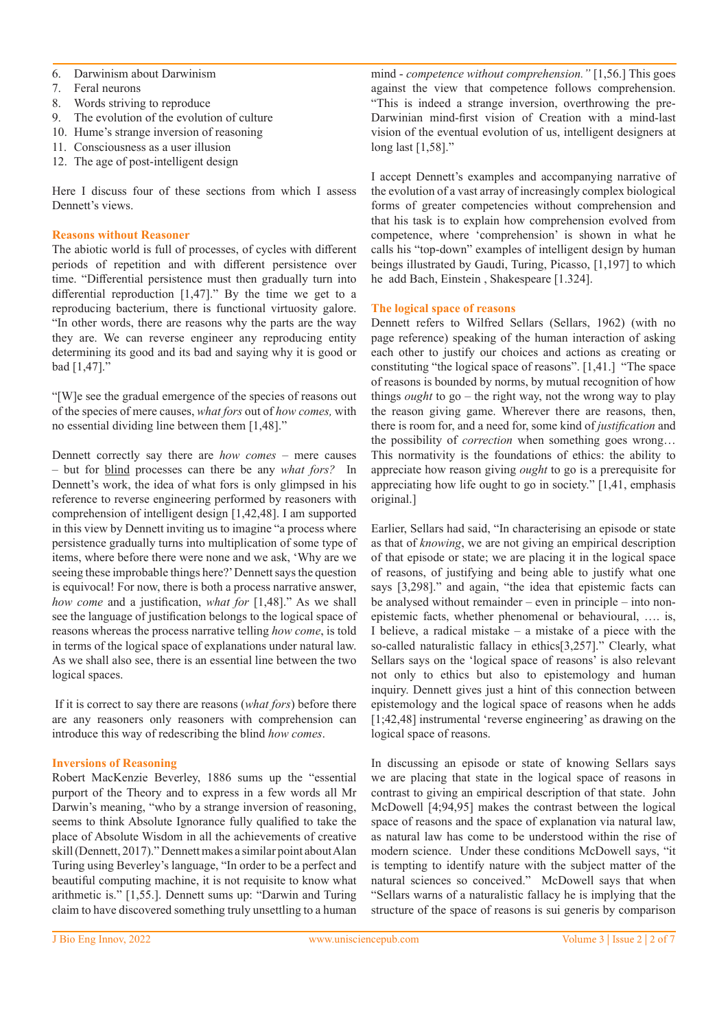6. Darwinism about Darwinism
7. Feral neurons
8. Words striving to reproduce
9. The evolution of the evolution of culture
10. Hume's strange inversion of reasoning
11. Consciousness as a user illusion
12. The age of post-intelligent design

Here I discuss four of these sections from which I assess Dennett's views.

## Reasons without Reasoner

The abiotic world is full of processes, of cycles with different periods of repetition and with different persistence over time. "Differential persistence must then gradually turn into differential reproduction [1,47]." By the time we get to a reproducing bacterium, there is functional virtuosity galore. "In other words, there are reasons why the parts are the way they are. We can reverse engineer any reproducing entity determining its good and its bad and saying why it is good or bad [1,47]."

"[W]e see the gradual emergence of the species of reasons out of the species of mere causes, *what fors* out of *how comes,* with no essential dividing line between them [1,48]."

Dennett correctly say there are *how comes* – mere causes – but for <u>blind</u> processes can there be any *what fors?* In Dennett's work, the idea of what fors is only glimpsed in his reference to reverse engineering performed by reasoners with comprehension of intelligent design [1,42,48]. I am supported in this view by Dennett inviting us to imagine "a process where persistence gradually turns into multiplication of some type of items, where before there were none and we ask, 'Why are we seeing these improbable things here?' Dennett says the question is equivocal! For now, there is both a process narrative answer, *how come* and a justification, *what for* [1,48]." As we shall see the language of justification belongs to the logical space of reasons whereas the process narrative telling *how come*, is told in terms of the logical space of explanations under natural law. As we shall also see, there is an essential line between the two logical spaces.

If it is correct to say there are reasons (*what fors*) before there are any reasoners only reasoners with comprehension can introduce this way of redescribing the blind *how comes*.

## Inversions of Reasoning

Robert MacKenzie Beverley, 1886 sums up the "essential purport of the Theory and to express in a few words all Mr Darwin's meaning, "who by a strange inversion of reasoning, seems to think Absolute Ignorance fully qualified to take the place of Absolute Wisdom in all the achievements of creative skill (Dennett, 2017)." Dennett makes a similar point about Alan Turing using Beverley's language, "In order to be a perfect and beautiful computing machine, it is not requisite to know what arithmetic is." [1,55.]. Dennett sums up: "Darwin and Turing claim to have discovered something truly unsettling to a human mind - *competence without comprehension."* [1,56.] This goes against the view that competence follows comprehension. "This is indeed a strange inversion, overthrowing the pre-Darwinian mind-first vision of Creation with a mind-last vision of the eventual evolution of us, intelligent designers at long last [1,58]."

I accept Dennett's examples and accompanying narrative of the evolution of a vast array of increasingly complex biological forms of greater competencies without comprehension and that his task is to explain how comprehension evolved from competence, where 'comprehension' is shown in what he calls his "top-down" examples of intelligent design by human beings illustrated by Gaudi, Turing, Picasso, [1,197] to which he add Bach, Einstein , Shakespeare [1.324].

## The logical space of reasons

Dennett refers to Wilfred Sellars (Sellars, 1962) (with no page reference) speaking of the human interaction of asking each other to justify our choices and actions as creating or constituting "the logical space of reasons". [1,41.] "The space of reasons is bounded by norms, by mutual recognition of how things *ought* to go – the right way, not the wrong way to play the reason giving game. Wherever there are reasons, then, there is room for, and a need for, some kind of *justification* and the possibility of *correction* when something goes wrong… This normativity is the foundations of ethics: the ability to appreciate how reason giving *ought* to go is a prerequisite for appreciating how life ought to go in society." [1,41, emphasis original.]

Earlier, Sellars had said, "In characterising an episode or state as that of *knowing*, we are not giving an empirical description of that episode or state; we are placing it in the logical space of reasons, of justifying and being able to justify what one says [3,298]." and again, "the idea that epistemic facts can be analysed without remainder – even in principle – into non-epistemic facts, whether phenomenal or behavioural, …. is, I believe, a radical mistake – a mistake of a piece with the so-called naturalistic fallacy in ethics[3,257]." Clearly, what Sellars says on the 'logical space of reasons' is also relevant not only to ethics but also to epistemology and human inquiry. Dennett gives just a hint of this connection between epistemology and the logical space of reasons when he adds [1;42,48] instrumental 'reverse engineering' as drawing on the logical space of reasons.

In discussing an episode or state of knowing Sellars says we are placing that state in the logical space of reasons in contrast to giving an empirical description of that state. John McDowell [4;94,95] makes the contrast between the logical space of reasons and the space of explanation via natural law, as natural law has come to be understood within the rise of modern science. Under these conditions McDowell says, "it is tempting to identify nature with the subject matter of the natural sciences so conceived." McDowell says that when "Sellars warns of a naturalistic fallacy he is implying that the structure of the space of reasons is sui generis by comparison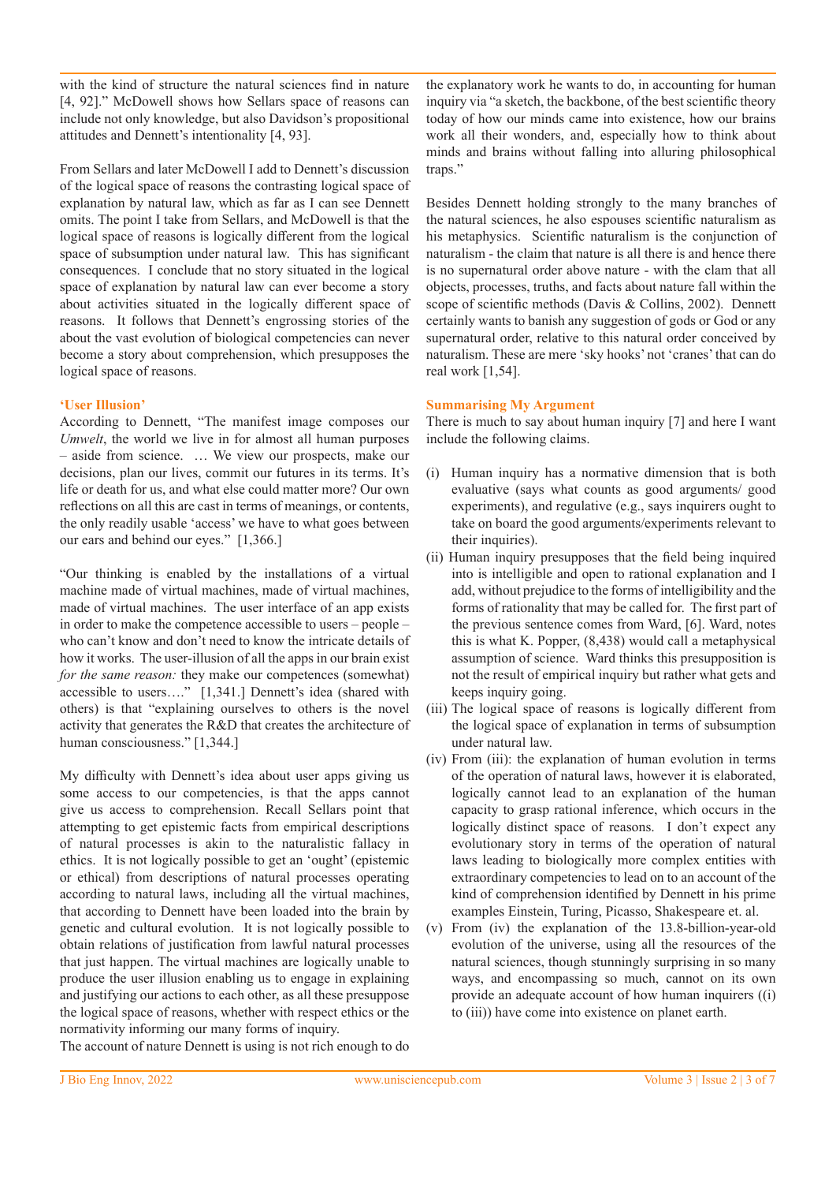with the kind of structure the natural sciences find in nature [4, 92].” McDowell shows how Sellars space of reasons can include not only knowledge, but also Davidson’s propositional attitudes and Dennett’s intentionality [4, 93].

From Sellars and later McDowell I add to Dennett’s discussion of the logical space of reasons the contrasting logical space of explanation by natural law, which as far as I can see Dennett omits. The point I take from Sellars, and McDowell is that the logical space of reasons is logically different from the logical space of subsumption under natural law. This has significant consequences. I conclude that no story situated in the logical space of explanation by natural law can ever become a story about activities situated in the logically different space of reasons. It follows that Dennett’s engrossing stories of the about the vast evolution of biological competencies can never become a story about comprehension, which presupposes the logical space of reasons.

**‘User Illusion’**

According to Dennett, “The manifest image composes our *Umwelt*, the world we live in for almost all human purposes – aside from science. … We view our prospects, make our decisions, plan our lives, commit our futures in its terms. It’s life or death for us, and what else could matter more? Our own reflections on all this are cast in terms of meanings, or contents, the only readily usable ‘access’ we have to what goes between our ears and behind our eyes.” [1,366.]

“Our thinking is enabled by the installations of a virtual machine made of virtual machines, made of virtual machines, made of virtual machines. The user interface of an app exists in order to make the competence accessible to users – people – who can’t know and don’t need to know the intricate details of how it works. The user-illusion of all the apps in our brain exist *for the same reason:* they make our competences (somewhat) accessible to users….” [1,341.] Dennett’s idea (shared with others) is that “explaining ourselves to others is the novel activity that generates the R&D that creates the architecture of human consciousness.” [1,344.]

My difficulty with Dennett’s idea about user apps giving us some access to our competencies, is that the apps cannot give us access to comprehension. Recall Sellars point that attempting to get epistemic facts from empirical descriptions of natural processes is akin to the naturalistic fallacy in ethics. It is not logically possible to get an ‘ought’ (epistemic or ethical) from descriptions of natural processes operating according to natural laws, including all the virtual machines, that according to Dennett have been loaded into the brain by genetic and cultural evolution. It is not logically possible to obtain relations of justification from lawful natural processes that just happen. The virtual machines are logically unable to produce the user illusion enabling us to engage in explaining and justifying our actions to each other, as all these presuppose the logical space of reasons, whether with respect ethics or the normativity informing our many forms of inquiry.

The account of nature Dennett is using is not rich enough to do the explanatory work he wants to do, in accounting for human inquiry via “a sketch, the backbone, of the best scientific theory today of how our minds came into existence, how our brains work all their wonders, and, especially how to think about minds and brains without falling into alluring philosophical traps.”

Besides Dennett holding strongly to the many branches of the natural sciences, he also espouses scientific naturalism as his metaphysics. Scientific naturalism is the conjunction of naturalism - the claim that nature is all there is and hence there is no supernatural order above nature - with the clam that all objects, processes, truths, and facts about nature fall within the scope of scientific methods (Davis & Collins, 2002). Dennett certainly wants to banish any suggestion of gods or God or any supernatural order, relative to this natural order conceived by naturalism. These are mere ‘sky hooks’ not ‘cranes’ that can do real work [1,54].

**Summarising My Argument**

There is much to say about human inquiry [7] and here I want include the following claims.

(i) Human inquiry has a normative dimension that is both evaluative (says what counts as good arguments/ good experiments), and regulative (e.g., says inquirers ought to take on board the good arguments/experiments relevant to their inquiries).

(ii) Human inquiry presupposes that the field being inquired into is intelligible and open to rational explanation and I add, without prejudice to the forms of intelligibility and the forms of rationality that may be called for. The first part of the previous sentence comes from Ward, [6]. Ward, notes this is what K. Popper, (8,438) would call a metaphysical assumption of science. Ward thinks this presupposition is not the result of empirical inquiry but rather what gets and keeps inquiry going.

(iii) The logical space of reasons is logically different from the logical space of explanation in terms of subsumption under natural law.

(iv) From (iii): the explanation of human evolution in terms of the operation of natural laws, however it is elaborated, logically cannot lead to an explanation of the human capacity to grasp rational inference, which occurs in the logically distinct space of reasons. I don’t expect any evolutionary story in terms of the operation of natural laws leading to biologically more complex entities with extraordinary competencies to lead on to an account of the kind of comprehension identified by Dennett in his prime examples Einstein, Turing, Picasso, Shakespeare et. al.

(v) From (iv) the explanation of the 13.8-billion-year-old evolution of the universe, using all the resources of the natural sciences, though stunningly surprising in so many ways, and encompassing so much, cannot on its own provide an adequate account of how human inquirers ((i) to (iii)) have come into existence on planet earth.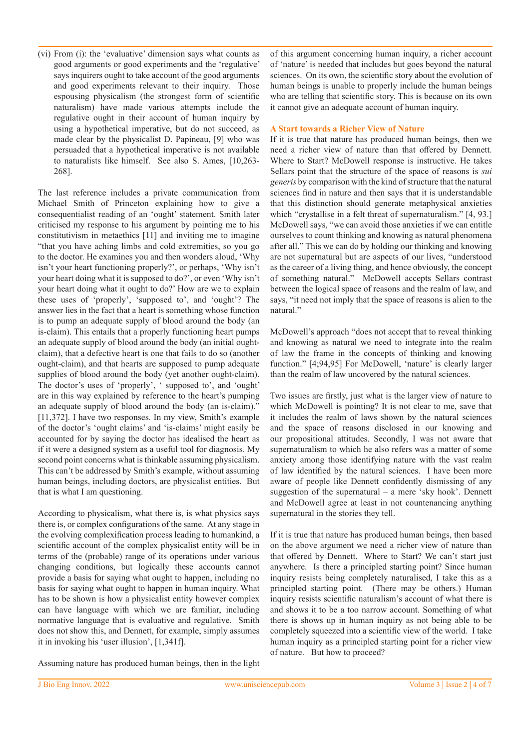(vi) From (i): the 'evaluative' dimension says what counts as good arguments or good experiments and the 'regulative' says inquirers ought to take account of the good arguments and good experiments relevant to their inquiry. Those espousing physicalism (the strongest form of scientific naturalism) have made various attempts include the regulative ought in their account of human inquiry by using a hypothetical imperative, but do not succeed, as made clear by the physicalist D. Papineau, [9] who was persuaded that a hypothetical imperative is not available to naturalists like himself. See also S. Ames, [10,263-268].

The last reference includes a private communication from Michael Smith of Princeton explaining how to give a consequentialist reading of an 'ought' statement. Smith later criticised my response to his argument by pointing me to his constitutivism in metaethics [11] and inviting me to imagine "that you have aching limbs and cold extremities, so you go to the doctor. He examines you and then wonders aloud, 'Why isn't your heart functioning properly?', or perhaps, 'Why isn't your heart doing what it is supposed to do?', or even 'Why isn't your heart doing what it ought to do?' How are we to explain these uses of 'properly', 'supposed to', and 'ought'? The answer lies in the fact that a heart is something whose function is to pump an adequate supply of blood around the body (an is-claim). This entails that a properly functioning heart pumps an adequate supply of blood around the body (an initial ought-claim), that a defective heart is one that fails to do so (another ought-claim), and that hearts are supposed to pump adequate supplies of blood around the body (yet another ought-claim). The doctor's uses of 'properly', ' supposed to', and 'ought' are in this way explained by reference to the heart's pumping an adequate supply of blood around the body (an is-claim)." [11,372]. I have two responses. In my view, Smith's example of the doctor's 'ought claims' and 'is-claims' might easily be accounted for by saying the doctor has idealised the heart as if it were a designed system as a useful tool for diagnosis. My second point concerns what is thinkable assuming physicalism. This can't be addressed by Smith's example, without assuming human beings, including doctors, are physicalist entities. But that is what I am questioning.

According to physicalism, what there is, is what physics says there is, or complex configurations of the same. At any stage in the evolving complexification process leading to humankind, a scientific account of the complex physicalist entity will be in terms of the (probable) range of its operations under various changing conditions, but logically these accounts cannot provide a basis for saying what ought to happen, including no basis for saying what ought to happen in human inquiry. What has to be shown is how a physicalist entity however complex can have language with which we are familiar, including normative language that is evaluative and regulative. Smith does not show this, and Dennett, for example, simply assumes it in invoking his 'user illusion', [1,341f].

Assuming nature has produced human beings, then in the light of this argument concerning human inquiry, a richer account of 'nature' is needed that includes but goes beyond the natural sciences. On its own, the scientific story about the evolution of human beings is unable to properly include the human beings who are telling that scientific story. This is because on its own it cannot give an adequate account of human inquiry.

## A Start towards a Richer View of Nature

If it is true that nature has produced human beings, then we need a richer view of nature than that offered by Dennett. Where to Start? McDowell response is instructive. He takes Sellars point that the structure of the space of reasons is *sui generis* by comparison with the kind of structure that the natural sciences find in nature and then says that it is understandable that this distinction should generate metaphysical anxieties which "crystallise in a felt threat of supernaturalism." [4, 93.] McDowell says, "we can avoid those anxieties if we can entitle ourselves to count thinking and knowing as natural phenomena after all." This we can do by holding our thinking and knowing are not supernatural but are aspects of our lives, "understood as the career of a living thing, and hence obviously, the concept of something natural." McDowell accepts Sellars contrast between the logical space of reasons and the realm of law, and says, "it need not imply that the space of reasons is alien to the natural."

McDowell's approach "does not accept that to reveal thinking and knowing as natural we need to integrate into the realm of law the frame in the concepts of thinking and knowing function." [4;94,95] For McDowell, 'nature' is clearly larger than the realm of law uncovered by the natural sciences.

Two issues are firstly, just what is the larger view of nature to which McDowell is pointing? It is not clear to me, save that it includes the realm of laws shown by the natural sciences and the space of reasons disclosed in our knowing and our propositional attitudes. Secondly, I was not aware that supernaturalism to which he also refers was a matter of some anxiety among those identifying nature with the vast realm of law identified by the natural sciences. I have been more aware of people like Dennett confidently dismissing of any suggestion of the supernatural – a mere 'sky hook'. Dennett and McDowell agree at least in not countenancing anything supernatural in the stories they tell.

If it is true that nature has produced human beings, then based on the above argument we need a richer view of nature than that offered by Dennett. Where to Start? We can't start just anywhere. Is there a principled starting point? Since human inquiry resists being completely naturalised, I take this as a principled starting point. (There may be others.) Human inquiry resists scientific naturalism's account of what there is and shows it to be a too narrow account. Something of what there is shows up in human inquiry as not being able to be completely squeezed into a scientific view of the world. I take human inquiry as a principled starting point for a richer view of nature. But how to proceed?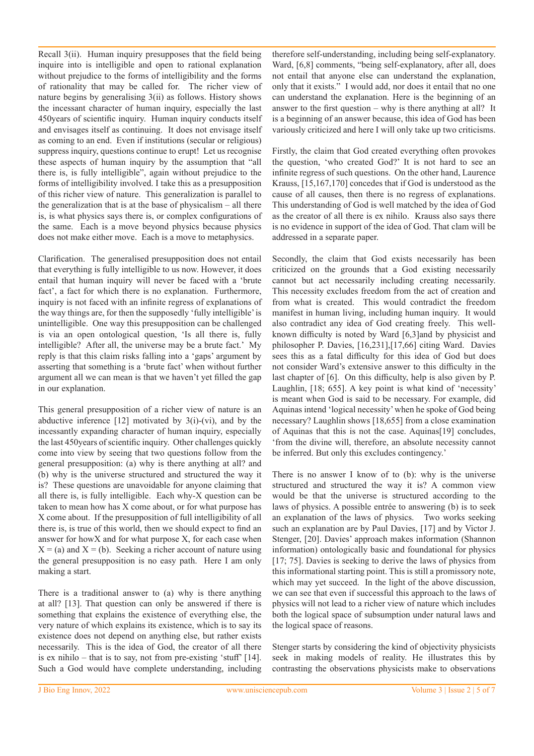Recall 3(ii). Human inquiry presupposes that the field being inquire into is intelligible and open to rational explanation without prejudice to the forms of intelligibility and the forms of rationality that may be called for. The richer view of nature begins by generalising 3(ii) as follows. History shows the incessant character of human inquiry, especially the last 450years of scientific inquiry. Human inquiry conducts itself and envisages itself as continuing. It does not envisage itself as coming to an end. Even if institutions (secular or religious) suppress inquiry, questions continue to erupt! Let us recognise these aspects of human inquiry by the assumption that "all there is, is fully intelligible", again without prejudice to the forms of intelligibility involved. I take this as a presupposition of this richer view of nature. This generalization is parallel to the generalization that is at the base of physicalism – all there is, is what physics says there is, or complex configurations of the same. Each is a move beyond physics because physics does not make either move. Each is a move to metaphysics.

Clarification. The generalised presupposition does not entail that everything is fully intelligible to us now. However, it does entail that human inquiry will never be faced with a 'brute fact', a fact for which there is no explanation. Furthermore, inquiry is not faced with an infinite regress of explanations of the way things are, for then the supposedly 'fully intelligible' is unintelligible. One way this presupposition can be challenged is via an open ontological question, 'Is all there is, fully intelligible? After all, the universe may be a brute fact.' My reply is that this claim risks falling into a 'gaps' argument by asserting that something is a 'brute fact' when without further argument all we can mean is that we haven't yet filled the gap in our explanation.

This general presupposition of a richer view of nature is an abductive inference [12] motivated by 3(i)-(vi), and by the incessantly expanding character of human inquiry, especially the last 450years of scientific inquiry. Other challenges quickly come into view by seeing that two questions follow from the general presupposition: (a) why is there anything at all? and (b) why is the universe structured and structured the way it is? These questions are unavoidable for anyone claiming that all there is, is fully intelligible. Each why-X question can be taken to mean how has X come about, or for what purpose has X come about. If the presupposition of full intelligibility of all there is, is true of this world, then we should expect to find an answer for howX and for what purpose X, for each case when X = (a) and X = (b). Seeking a richer account of nature using the general presupposition is no easy path. Here I am only making a start.

There is a traditional answer to (a) why is there anything at all? [13]. That question can only be answered if there is something that explains the existence of everything else, the very nature of which explains its existence, which is to say its existence does not depend on anything else, but rather exists necessarily. This is the idea of God, the creator of all there is ex nihilo – that is to say, not from pre-existing 'stuff' [14]. Such a God would have complete understanding, including therefore self-understanding, including being self-explanatory. Ward, [6,8] comments, "being self-explanatory, after all, does not entail that anyone else can understand the explanation, only that it exists." I would add, nor does it entail that no one can understand the explanation. Here is the beginning of an answer to the first question – why is there anything at all? It is a beginning of an answer because, this idea of God has been variously criticized and here I will only take up two criticisms.

Firstly, the claim that God created everything often provokes the question, 'who created God?' It is not hard to see an infinite regress of such questions. On the other hand, Laurence Krauss, [15,167,170] concedes that if God is understood as the cause of all causes, then there is no regress of explanations. This understanding of God is well matched by the idea of God as the creator of all there is ex nihilo. Krauss also says there is no evidence in support of the idea of God. That clam will be addressed in a separate paper.

Secondly, the claim that God exists necessarily has been criticized on the grounds that a God existing necessarily cannot but act necessarily including creating necessarily. This necessity excludes freedom from the act of creation and from what is created. This would contradict the freedom manifest in human inquiry, including human inquiry. It would also contradict any idea of God creating freely. This well-known difficulty is noted by Ward [6,3]and by physicist and philosopher P. Davies, [16,231],[17,66] citing Ward. Davies sees this as a fatal difficulty for this idea of God but does not consider Ward's extensive answer to this difficulty in the last chapter of [6]. On this difficulty, help is also given by P. Laughlin, [18; 655]. A key point is what kind of 'necessity' is meant when God is said to be necessary. For example, did Aquinas intend 'logical necessity' when he spoke of God being necessary? Laughlin shows [18,655] from a close examination of Aquinas that this is not the case. Aquinas[19] concludes, 'from the divine will, therefore, an absolute necessity cannot be inferred. But only this excludes contingency.'

There is no answer I know of to (b): why is the universe structured and structured the way it is? A common view would be that the universe is structured according to the laws of physics. A possible entrée to answering (b) is to seek an explanation of the laws of physics. Two works seeking such an explanation are by Paul Davies, [17] and by Victor J. Stenger, [20]. Davies' approach makes information (Shannon information) ontologically basic and foundational for physics [17; 75]. Davies is seeking to derive the laws of physics from this informational starting point. This is still a promissory note, which may yet succeed. In the light of the above discussion, we can see that even if successful this approach to the laws of physics will not lead to a richer view of nature which includes both the logical space of subsumption under natural laws and the logical space of reasons.

Stenger starts by considering the kind of objectivity physicists seek in making models of reality. He illustrates this by contrasting the observations physicists make to observations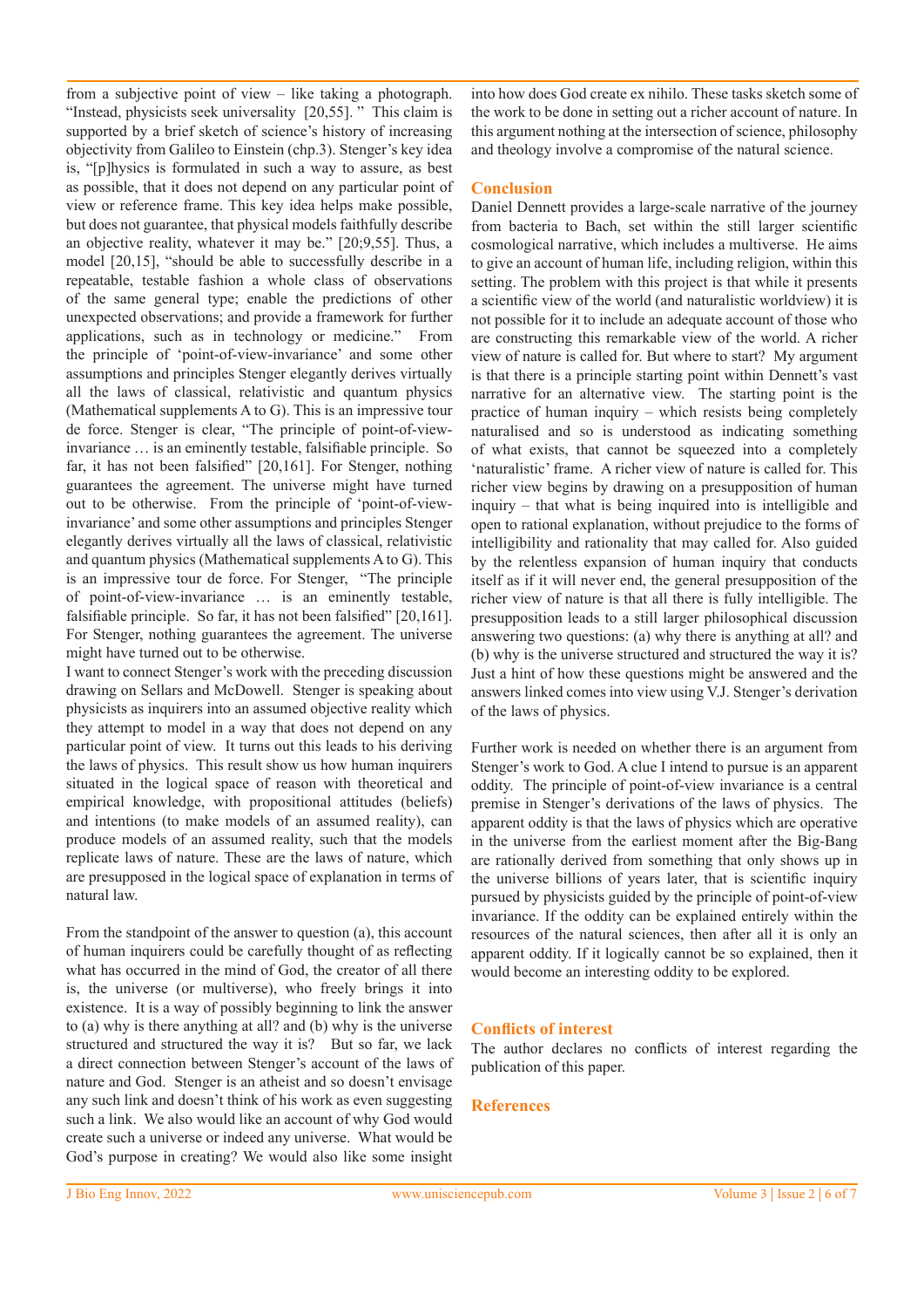from a subjective point of view – like taking a photograph. "Instead, physicists seek universality [20,55]. " This claim is supported by a brief sketch of science's history of increasing objectivity from Galileo to Einstein (chp.3). Stenger's key idea is, "[p]hysics is formulated in such a way to assure, as best as possible, that it does not depend on any particular point of view or reference frame. This key idea helps make possible, but does not guarantee, that physical models faithfully describe an objective reality, whatever it may be." [20;9,55]. Thus, a model [20,15], "should be able to successfully describe in a repeatable, testable fashion a whole class of observations of the same general type; enable the predictions of other unexpected observations; and provide a framework for further applications, such as in technology or medicine." From the principle of 'point-of-view-invariance' and some other assumptions and principles Stenger elegantly derives virtually all the laws of classical, relativistic and quantum physics (Mathematical supplements A to G). This is an impressive tour de force. Stenger is clear, "The principle of point-of-view-invariance … is an eminently testable, falsifiable principle. So far, it has not been falsified" [20,161]. For Stenger, nothing guarantees the agreement. The universe might have turned out to be otherwise. From the principle of 'point-of-view-invariance' and some other assumptions and principles Stenger elegantly derives virtually all the laws of classical, relativistic and quantum physics (Mathematical supplements A to G). This is an impressive tour de force. For Stenger, "The principle of point-of-view-invariance … is an eminently testable, falsifiable principle. So far, it has not been falsified" [20,161]. For Stenger, nothing guarantees the agreement. The universe might have turned out to be otherwise.

I want to connect Stenger's work with the preceding discussion drawing on Sellars and McDowell. Stenger is speaking about physicists as inquirers into an assumed objective reality which they attempt to model in a way that does not depend on any particular point of view. It turns out this leads to his deriving the laws of physics. This result show us how human inquirers situated in the logical space of reason with theoretical and empirical knowledge, with propositional attitudes (beliefs) and intentions (to make models of an assumed reality), can produce models of an assumed reality, such that the models replicate laws of nature. These are the laws of nature, which are presupposed in the logical space of explanation in terms of natural law.

From the standpoint of the answer to question (a), this account of human inquirers could be carefully thought of as reflecting what has occurred in the mind of God, the creator of all there is, the universe (or multiverse), who freely brings it into existence. It is a way of possibly beginning to link the answer to (a) why is there anything at all? and (b) why is the universe structured and structured the way it is? But so far, we lack a direct connection between Stenger's account of the laws of nature and God. Stenger is an atheist and so doesn't envisage any such link and doesn't think of his work as even suggesting such a link. We also would like an account of why God would create such a universe or indeed any universe. What would be God's purpose in creating? We would also like some insight into how does God create ex nihilo. These tasks sketch some of the work to be done in setting out a richer account of nature. In this argument nothing at the intersection of science, philosophy and theology involve a compromise of the natural science.

## Conclusion

Daniel Dennett provides a large-scale narrative of the journey from bacteria to Bach, set within the still larger scientific cosmological narrative, which includes a multiverse. He aims to give an account of human life, including religion, within this setting. The problem with this project is that while it presents a scientific view of the world (and naturalistic worldview) it is not possible for it to include an adequate account of those who are constructing this remarkable view of the world. A richer view of nature is called for. But where to start? My argument is that there is a principle starting point within Dennett's vast narrative for an alternative view. The starting point is the practice of human inquiry – which resists being completely naturalised and so is understood as indicating something of what exists, that cannot be squeezed into a completely 'naturalistic' frame. A richer view of nature is called for. This richer view begins by drawing on a presupposition of human inquiry – that what is being inquired into is intelligible and open to rational explanation, without prejudice to the forms of intelligibility and rationality that may called for. Also guided by the relentless expansion of human inquiry that conducts itself as if it will never end, the general presupposition of the richer view of nature is that all there is fully intelligible. The presupposition leads to a still larger philosophical discussion answering two questions: (a) why there is anything at all? and (b) why is the universe structured and structured the way it is? Just a hint of how these questions might be answered and the answers linked comes into view using V.J. Stenger's derivation of the laws of physics.

Further work is needed on whether there is an argument from Stenger's work to God. A clue I intend to pursue is an apparent oddity. The principle of point-of-view invariance is a central premise in Stenger's derivations of the laws of physics. The apparent oddity is that the laws of physics which are operative in the universe from the earliest moment after the Big-Bang are rationally derived from something that only shows up in the universe billions of years later, that is scientific inquiry pursued by physicists guided by the principle of point-of-view invariance. If the oddity can be explained entirely within the resources of the natural sciences, then after all it is only an apparent oddity. If it logically cannot be so explained, then it would become an interesting oddity to be explored.

## Conflicts of interest

The author declares no conflicts of interest regarding the publication of this paper.

## References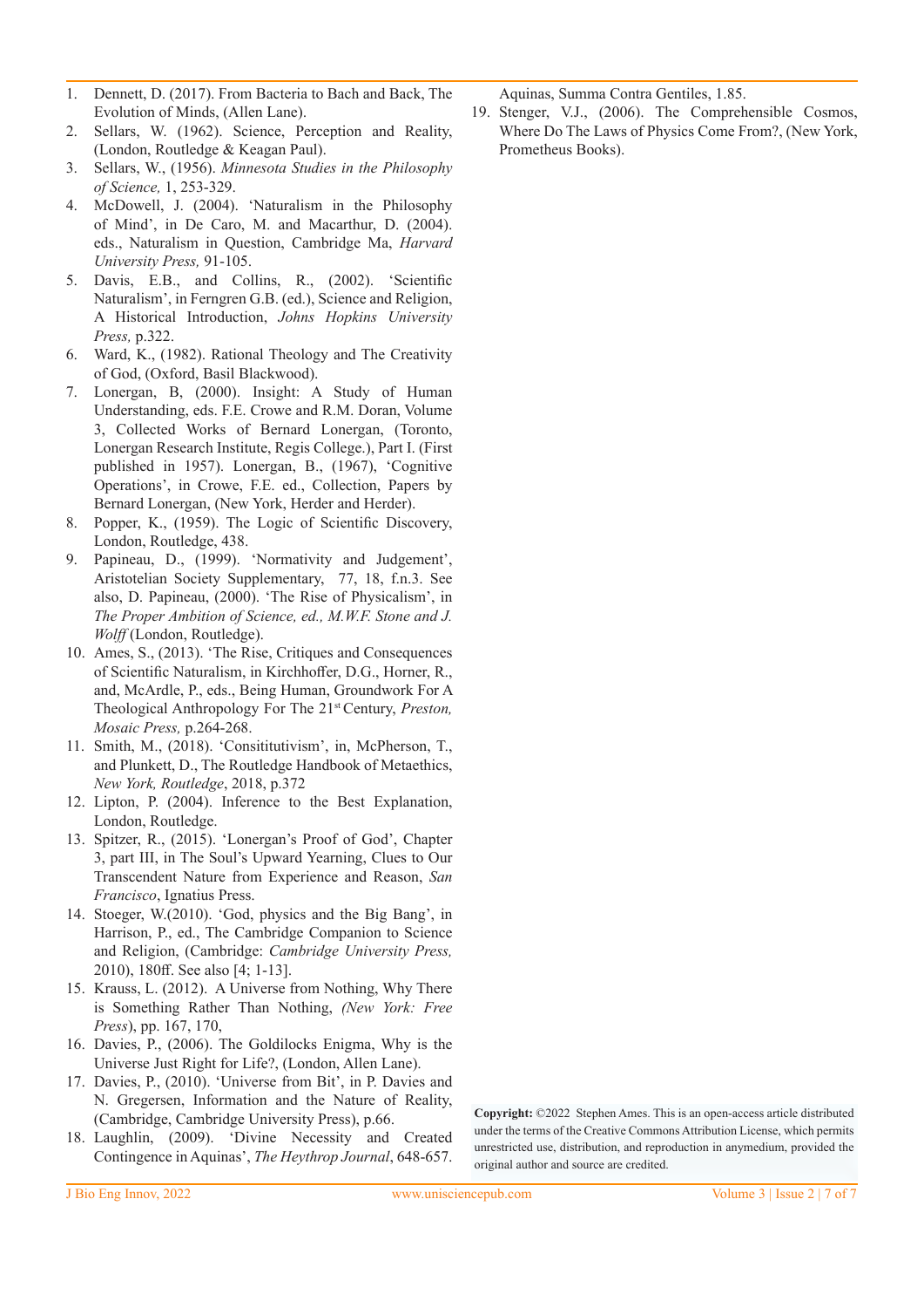1. Dennett, D. (2017). From Bacteria to Bach and Back, The Evolution of Minds, (Allen Lane).
2. Sellars, W. (1962). Science, Perception and Reality, (London, Routledge & Keagan Paul).
3. Sellars, W., (1956). *Minnesota Studies in the Philosophy of Science,* 1, 253-329.
4. McDowell, J. (2004). 'Naturalism in the Philosophy of Mind', in De Caro, M. and Macarthur, D. (2004). eds., Naturalism in Question, Cambridge Ma, *Harvard University Press,* 91-105.
5. Davis, E.B., and Collins, R., (2002). 'Scientific Naturalism', in Ferngren G.B. (ed.), Science and Religion, A Historical Introduction, *Johns Hopkins University Press,* p.322.
6. Ward, K., (1982). Rational Theology and The Creativity of God, (Oxford, Basil Blackwood).
7. Lonergan, B, (2000). Insight: A Study of Human Understanding, eds. F.E. Crowe and R.M. Doran, Volume 3, Collected Works of Bernard Lonergan, (Toronto, Lonergan Research Institute, Regis College.), Part I. (First published in 1957). Lonergan, B., (1967), 'Cognitive Operations', in Crowe, F.E. ed., Collection, Papers by Bernard Lonergan, (New York, Herder and Herder).
8. Popper, K., (1959). The Logic of Scientific Discovery, London, Routledge, 438.
9. Papineau, D., (1999). 'Normativity and Judgement', Aristotelian Society Supplementary, 77, 18, f.n.3. See also, D. Papineau, (2000). 'The Rise of Physicalism', in *The Proper Ambition of Science, ed., M.W.F. Stone and J. Wolff* (London, Routledge).
10. Ames, S., (2013). 'The Rise, Critiques and Consequences of Scientific Naturalism, in Kirchhoffer, D.G., Horner, R., and, McArdle, P., eds., Being Human, Groundwork For A Theological Anthropology For The 21st Century, *Preston, Mosaic Press,* p.264-268.
11. Smith, M., (2018). 'Consititutivism', in, McPherson, T., and Plunkett, D., The Routledge Handbook of Metaethics, *New York, Routledge*, 2018, p.372
12. Lipton, P. (2004). Inference to the Best Explanation, London, Routledge.
13. Spitzer, R., (2015). 'Lonergan's Proof of God', Chapter 3, part III, in The Soul's Upward Yearning, Clues to Our Transcendent Nature from Experience and Reason, *San Francisco*, Ignatius Press.
14. Stoeger, W.(2010). 'God, physics and the Big Bang', in Harrison, P., ed., The Cambridge Companion to Science and Religion, (Cambridge: *Cambridge University Press,* 2010), 180ff. See also [4; 1-13].
15. Krauss, L. (2012). A Universe from Nothing, Why There is Something Rather Than Nothing, *(New York: Free Press*), pp. 167, 170,
16. Davies, P., (2006). The Goldilocks Enigma, Why is the Universe Just Right for Life?, (London, Allen Lane).
17. Davies, P., (2010). 'Universe from Bit', in P. Davies and N. Gregersen, Information and the Nature of Reality, (Cambridge, Cambridge University Press), p.66.
18. Laughlin, (2009). 'Divine Necessity and Created Contingence in Aquinas', *The Heythrop Journal*, 648-657. Aquinas, Summa Contra Gentiles, 1.85.
19. Stenger, V.J., (2006). The Comprehensible Cosmos, Where Do The Laws of Physics Come From?, (New York, Prometheus Books).

**Copyright:** ©2022 Stephen Ames. This is an open-access article distributed under the terms of the Creative Commons Attribution License, which permits unrestricted use, distribution, and reproduction in anymedium, provided the original author and source are credited.